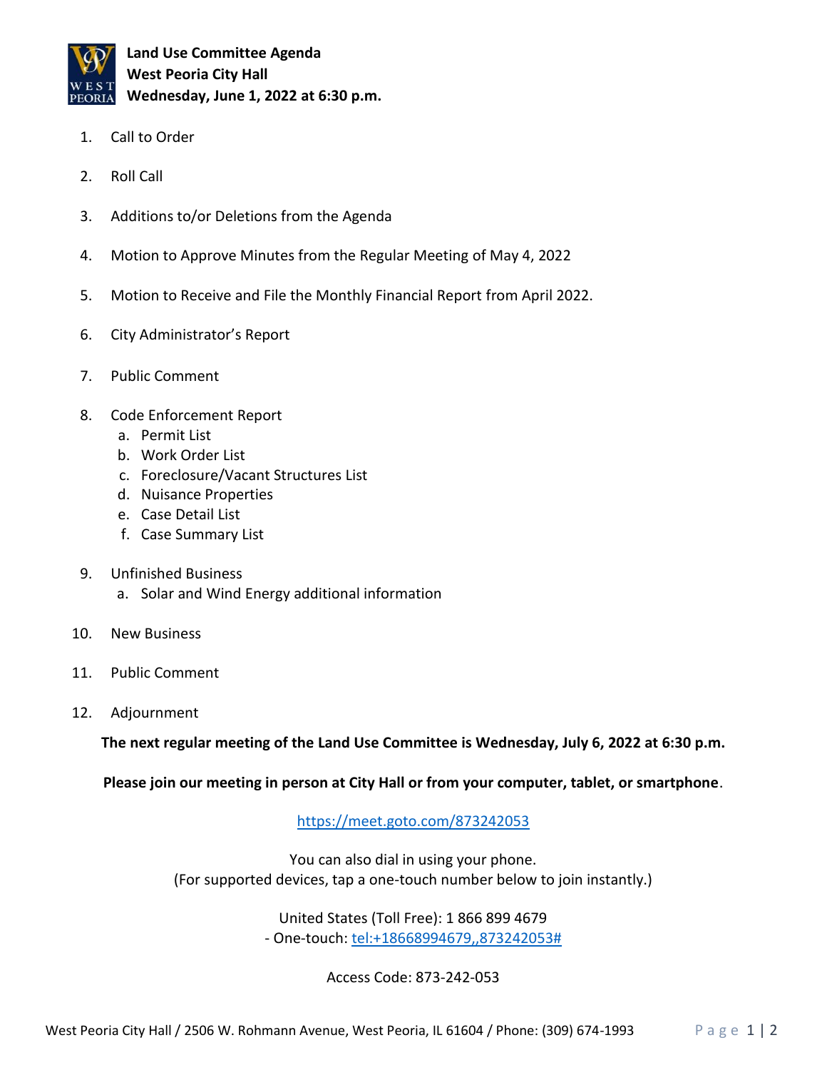**Land Use Committee Agenda**
**West Peoria City Hall**
**Wednesday, June 1, 2022 at 6:30 p.m.**

1. Call to Order
2. Roll Call
3. Additions to/or Deletions from the Agenda
4. Motion to Approve Minutes from the Regular Meeting of May 4, 2022
5. Motion to Receive and File the Monthly Financial Report from April 2022.
6. City Administrator's Report
7. Public Comment
8. Code Enforcement Report
   a. Permit List
   b. Work Order List
   c. Foreclosure/Vacant Structures List
   d. Nuisance Properties
   e. Case Detail List
   f. Case Summary List
9. Unfinished Business
   a. Solar and Wind Energy additional information
10. New Business
11. Public Comment
12. Adjournment

**The next regular meeting of the Land Use Committee is Wednesday, July 6, 2022 at 6:30 p.m.**

**Please join our meeting in person at City Hall or from your computer, tablet, or smartphone**.

https://meet.goto.com/873242053

You can also dial in using your phone.
(For supported devices, tap a one-touch number below to join instantly.)

United States (Toll Free): 1 866 899 4679
- One-touch: tel:+18668994679,,873242053#

Access Code: 873-242-053

West Peoria City Hall / 2506 W. Rohmann Avenue, West Peoria, IL 61604 / Phone: (309) 674-1993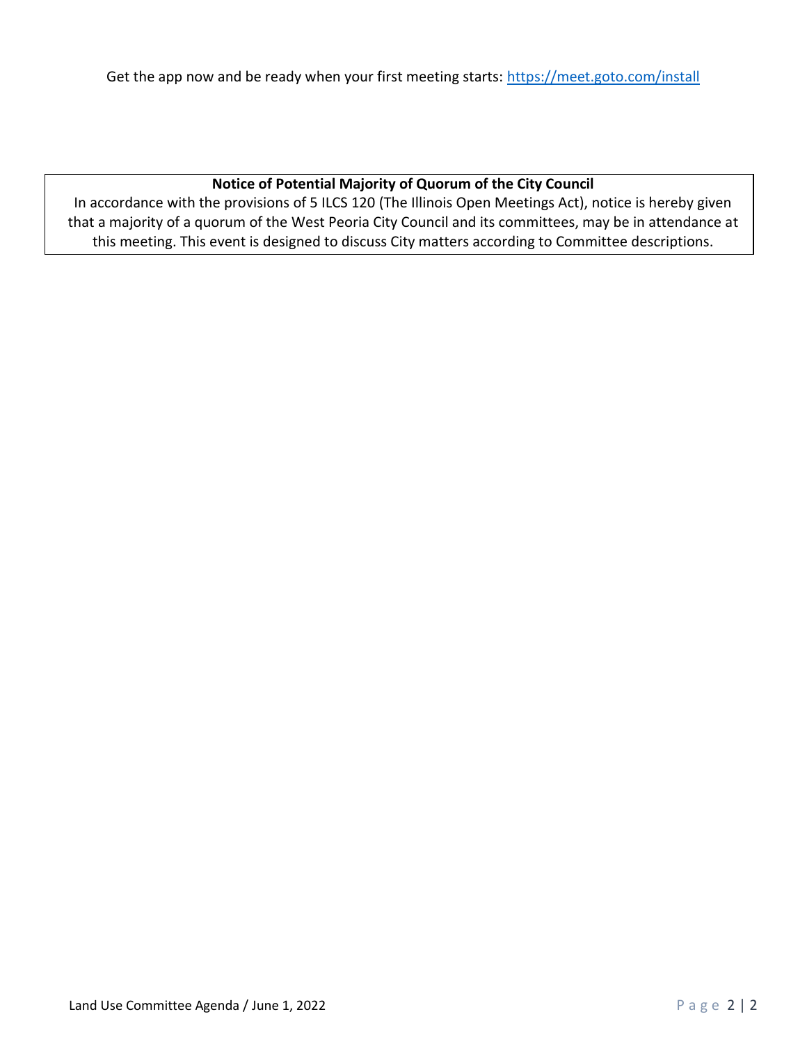Get the app now and be ready when your first meeting starts: https://meet.goto.com/install

**Notice of Potential Majority of Quorum of the City Council**

In accordance with the provisions of 5 ILCS 120 (The Illinois Open Meetings Act), notice is hereby given that a majority of a quorum of the West Peoria City Council and its committees, may be in attendance at this meeting. This event is designed to discuss City matters according to Committee descriptions.